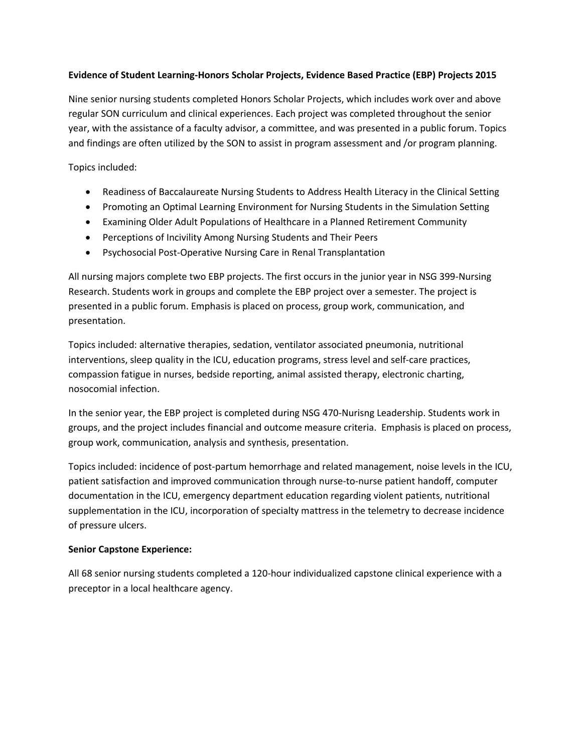**Evidence of Student Learning-Honors Scholar Projects, Evidence Based Practice (EBP) Projects 2015**

Nine senior nursing students completed Honors Scholar Projects, which includes work over and above regular SON curriculum and clinical experiences. Each project was completed throughout the senior year, with the assistance of a faculty advisor, a committee, and was presented in a public forum. Topics and findings are often utilized by the SON to assist in program assessment and /or program planning.

Topics included:

- Readiness of Baccalaureate Nursing Students to Address Health Literacy in the Clinical Setting
- Promoting an Optimal Learning Environment for Nursing Students in the Simulation Setting
- Examining Older Adult Populations of Healthcare in a Planned Retirement Community
- Perceptions of Incivility Among Nursing Students and Their Peers
- Psychosocial Post-Operative Nursing Care in Renal Transplantation

All nursing majors complete two EBP projects. The first occurs in the junior year in NSG 399-Nursing Research. Students work in groups and complete the EBP project over a semester. The project is presented in a public forum. Emphasis is placed on process, group work, communication, and presentation.

Topics included: alternative therapies, sedation, ventilator associated pneumonia, nutritional interventions, sleep quality in the ICU, education programs, stress level and self-care practices, compassion fatigue in nurses, bedside reporting, animal assisted therapy, electronic charting, nosocomial infection.

In the senior year, the EBP project is completed during NSG 470-Nurisng Leadership. Students work in groups, and the project includes financial and outcome measure criteria. Emphasis is placed on process, group work, communication, analysis and synthesis, presentation.

Topics included: incidence of post-partum hemorrhage and related management, noise levels in the ICU, patient satisfaction and improved communication through nurse-to-nurse patient handoff, computer documentation in the ICU, emergency department education regarding violent patients, nutritional supplementation in the ICU, incorporation of specialty mattress in the telemetry to decrease incidence of pressure ulcers.

**Senior Capstone Experience:**

All 68 senior nursing students completed a 120-hour individualized capstone clinical experience with a preceptor in a local healthcare agency.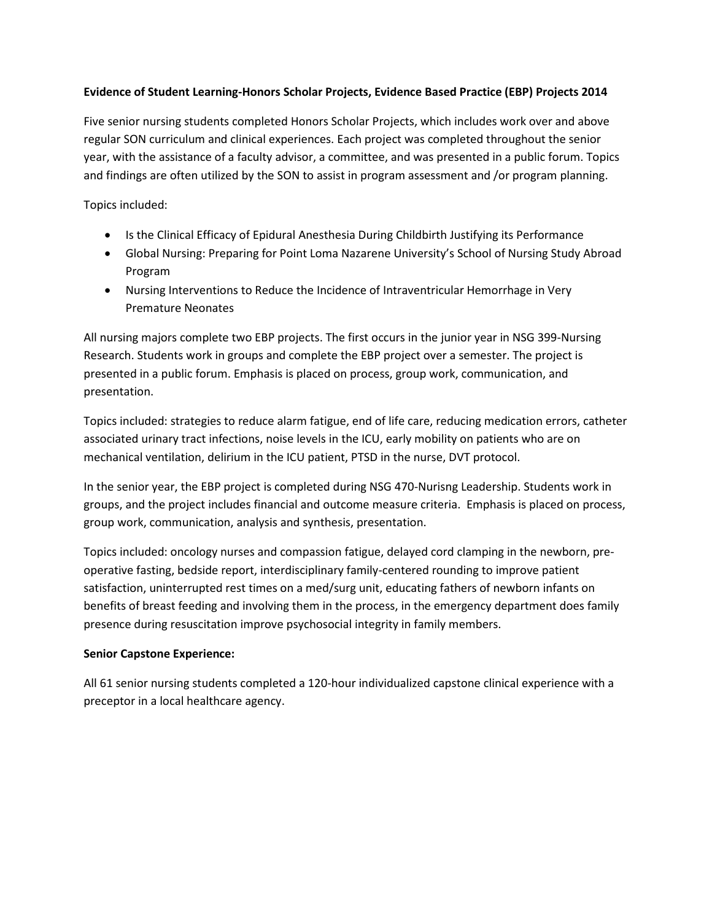**Evidence of Student Learning-Honors Scholar Projects, Evidence Based Practice (EBP) Projects 2014**

Five senior nursing students completed Honors Scholar Projects, which includes work over and above regular SON curriculum and clinical experiences. Each project was completed throughout the senior year, with the assistance of a faculty advisor, a committee, and was presented in a public forum. Topics and findings are often utilized by the SON to assist in program assessment and /or program planning.

Topics included:

- Is the Clinical Efficacy of Epidural Anesthesia During Childbirth Justifying its Performance
- Global Nursing: Preparing for Point Loma Nazarene University's School of Nursing Study Abroad Program
- Nursing Interventions to Reduce the Incidence of Intraventricular Hemorrhage in Very Premature Neonates

All nursing majors complete two EBP projects. The first occurs in the junior year in NSG 399-Nursing Research. Students work in groups and complete the EBP project over a semester. The project is presented in a public forum. Emphasis is placed on process, group work, communication, and presentation.

Topics included: strategies to reduce alarm fatigue, end of life care, reducing medication errors, catheter associated urinary tract infections, noise levels in the ICU, early mobility on patients who are on mechanical ventilation, delirium in the ICU patient, PTSD in the nurse, DVT protocol.

In the senior year, the EBP project is completed during NSG 470-Nurisng Leadership. Students work in groups, and the project includes financial and outcome measure criteria. Emphasis is placed on process, group work, communication, analysis and synthesis, presentation.

Topics included: oncology nurses and compassion fatigue, delayed cord clamping in the newborn, pre-operative fasting, bedside report, interdisciplinary family-centered rounding to improve patient satisfaction, uninterrupted rest times on a med/surg unit, educating fathers of newborn infants on benefits of breast feeding and involving them in the process, in the emergency department does family presence during resuscitation improve psychosocial integrity in family members.

**Senior Capstone Experience:**

All 61 senior nursing students completed a 120-hour individualized capstone clinical experience with a preceptor in a local healthcare agency.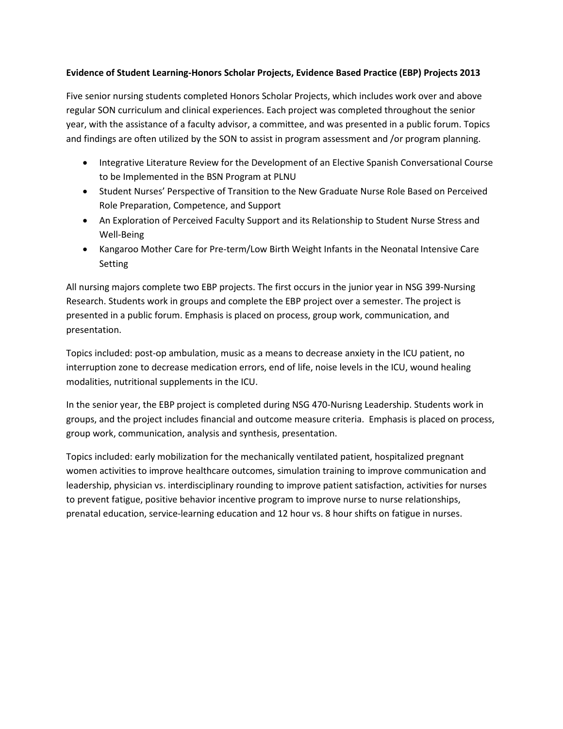**Evidence of Student Learning-Honors Scholar Projects, Evidence Based Practice (EBP) Projects 2013**

Five senior nursing students completed Honors Scholar Projects, which includes work over and above regular SON curriculum and clinical experiences. Each project was completed throughout the senior year, with the assistance of a faculty advisor, a committee, and was presented in a public forum. Topics and findings are often utilized by the SON to assist in program assessment and /or program planning.

- Integrative Literature Review for the Development of an Elective Spanish Conversational Course to be Implemented in the BSN Program at PLNU
- Student Nurses' Perspective of Transition to the New Graduate Nurse Role Based on Perceived Role Preparation, Competence, and Support
- An Exploration of Perceived Faculty Support and its Relationship to Student Nurse Stress and Well-Being
- Kangaroo Mother Care for Pre-term/Low Birth Weight Infants in the Neonatal Intensive Care Setting

All nursing majors complete two EBP projects. The first occurs in the junior year in NSG 399-Nursing Research. Students work in groups and complete the EBP project over a semester. The project is presented in a public forum. Emphasis is placed on process, group work, communication, and presentation.

Topics included: post-op ambulation, music as a means to decrease anxiety in the ICU patient, no interruption zone to decrease medication errors, end of life, noise levels in the ICU, wound healing modalities, nutritional supplements in the ICU.

In the senior year, the EBP project is completed during NSG 470-Nurisng Leadership. Students work in groups, and the project includes financial and outcome measure criteria. Emphasis is placed on process, group work, communication, analysis and synthesis, presentation.

Topics included: early mobilization for the mechanically ventilated patient, hospitalized pregnant women activities to improve healthcare outcomes, simulation training to improve communication and leadership, physician vs. interdisciplinary rounding to improve patient satisfaction, activities for nurses to prevent fatigue, positive behavior incentive program to improve nurse to nurse relationships, prenatal education, service-learning education and 12 hour vs. 8 hour shifts on fatigue in nurses.